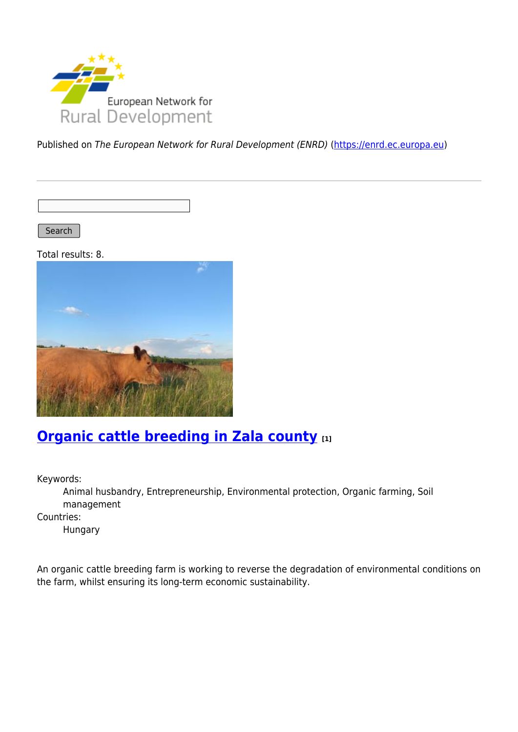Published on *The European Network for Rural Development (ENRD)* (https://enrd.ec.europa.eu)

Search

Total results: 8.

## Organic cattle breeding in Zala county [1]

Keywords:
: Animal husbandry, Entrepreneurship, Environmental protection, Organic farming, Soil management

Countries:
: Hungary

An organic cattle breeding farm is working to reverse the degradation of environmental conditions on the farm, whilst ensuring its long-term economic sustainability.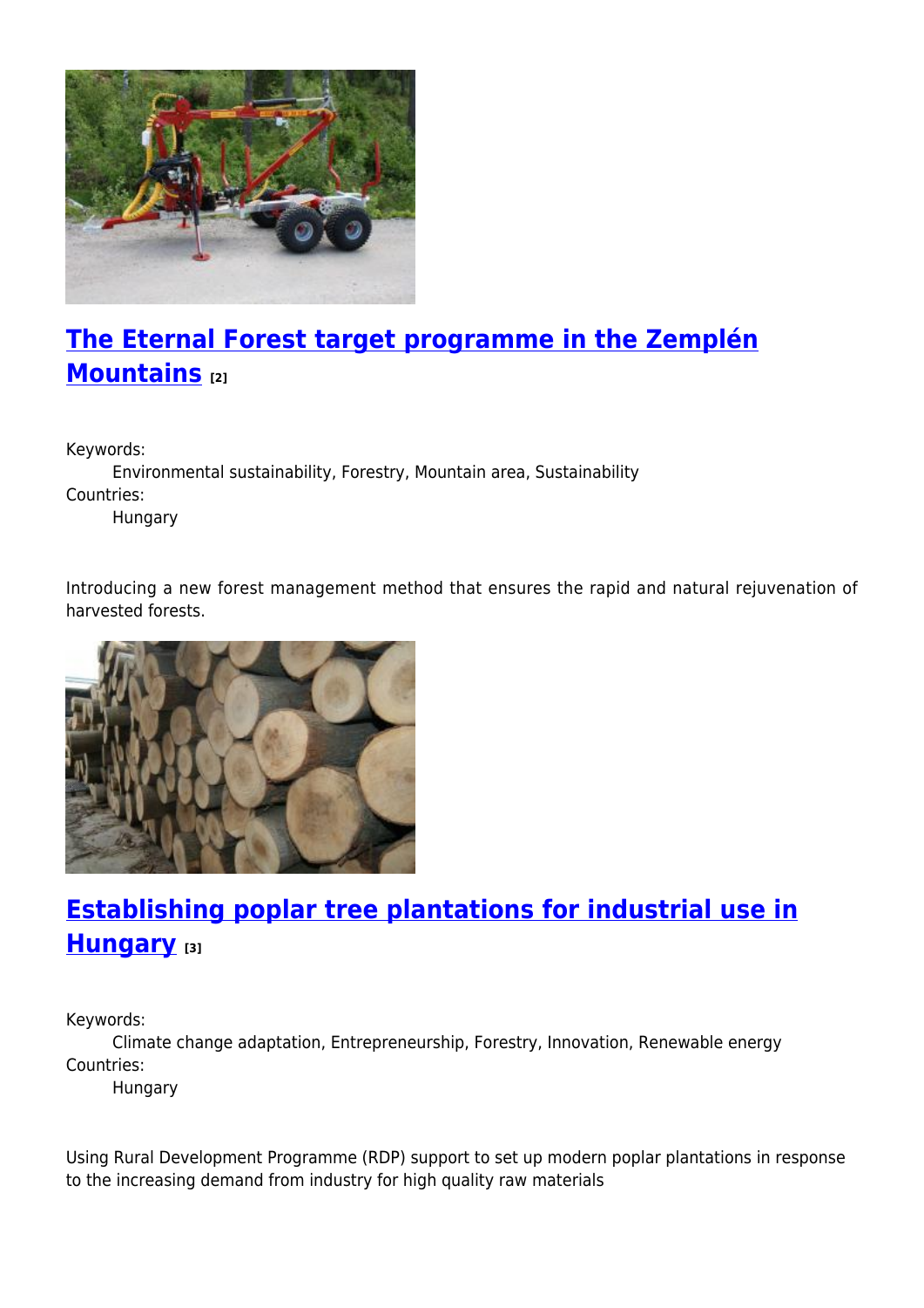## The Eternal Forest target programme in the Zemplén Mountains [2]

Keywords:
Environmental sustainability, Forestry, Mountain area, Sustainability
Countries:
Hungary

Introducing a new forest management method that ensures the rapid and natural rejuvenation of harvested forests.

## Establishing poplar tree plantations for industrial use in Hungary [3]

Keywords:
Climate change adaptation, Entrepreneurship, Forestry, Innovation, Renewable energy
Countries:
Hungary

Using Rural Development Programme (RDP) support to set up modern poplar plantations in response to the increasing demand from industry for high quality raw materials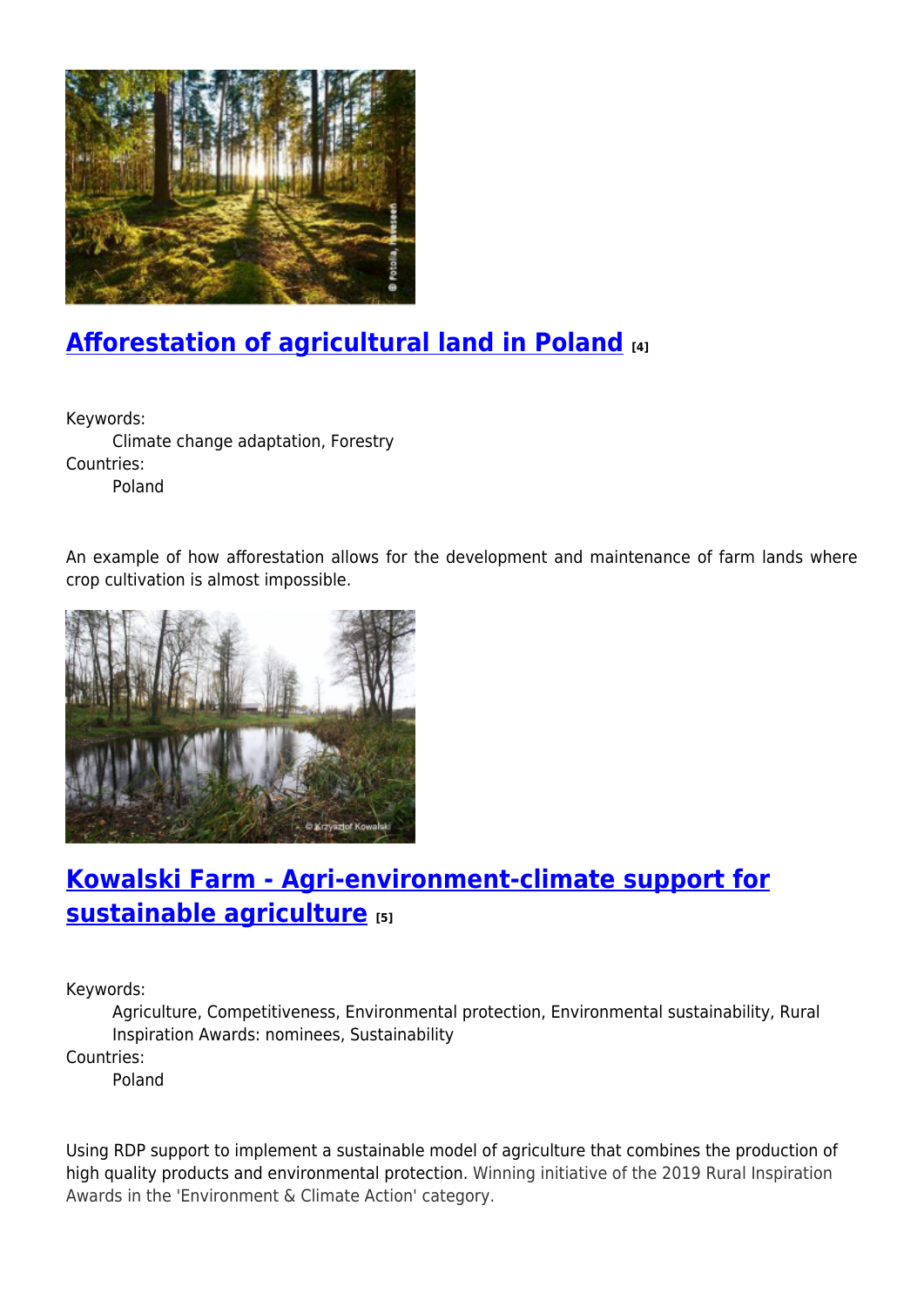## [Afforestation of agricultural land in Poland](#) [4]

Keywords:
: Climate change adaptation, Forestry

Countries:
: Poland

An example of how afforestation allows for the development and maintenance of farm lands where crop cultivation is almost impossible.

## [Kowalski Farm - Agri-environment-climate support for sustainable agriculture](#) [5]

Keywords:
: Agriculture, Competitiveness, Environmental protection, Environmental sustainability, Rural Inspiration Awards: nominees, Sustainability

Countries:
: Poland

Using RDP support to implement a sustainable model of agriculture that combines the production of high quality products and environmental protection. Winning initiative of the 2019 Rural Inspiration Awards in the 'Environment & Climate Action' category.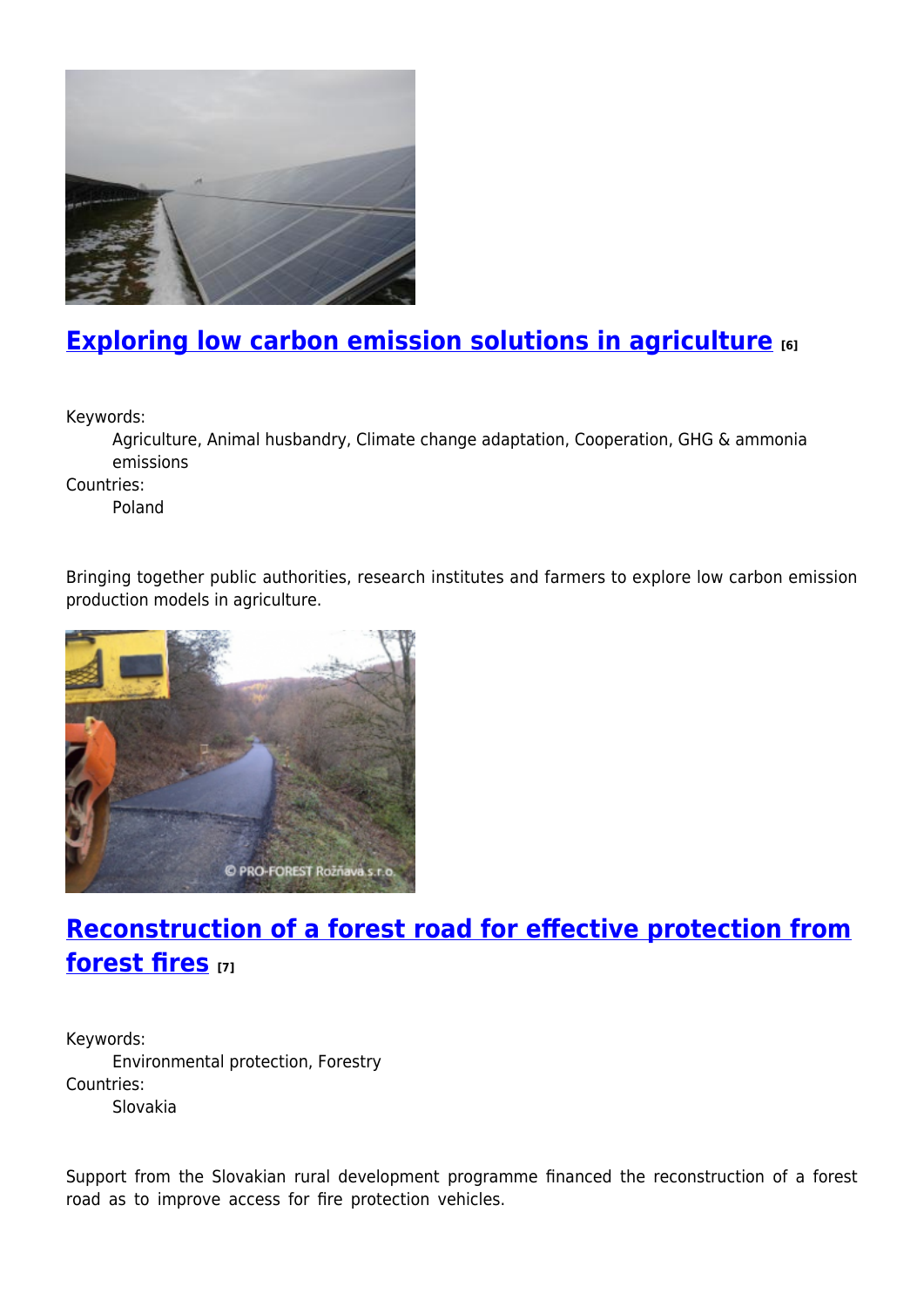## Exploring low carbon emission solutions in agriculture [6]

Keywords:
: Agriculture, Animal husbandry, Climate change adaptation, Cooperation, GHG & ammonia emissions

Countries:
: Poland

Bringing together public authorities, research institutes and farmers to explore low carbon emission production models in agriculture.

## Reconstruction of a forest road for effective protection from forest fires [7]

Keywords:
: Environmental protection, Forestry

Countries:
: Slovakia

Support from the Slovakian rural development programme financed the reconstruction of a forest road as to improve access for fire protection vehicles.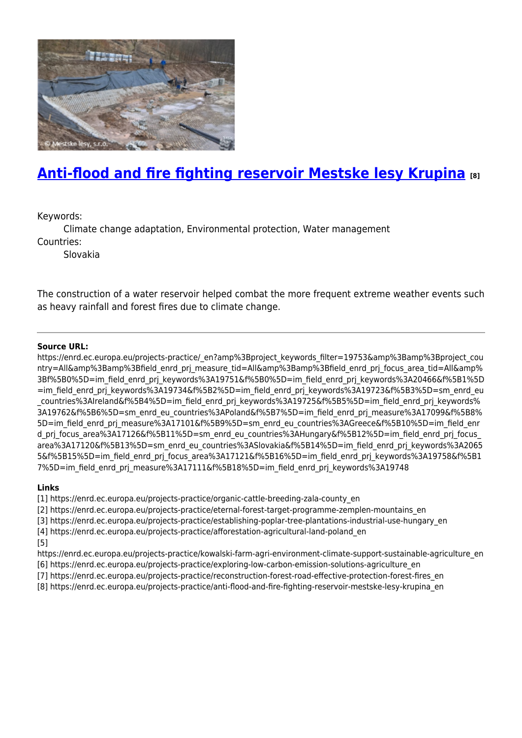## [Anti-flood and fire fighting reservoir Mestske lesy Krupina](https://enrd.ec.europa.eu/projects-practice/anti-flood-and-fire-fighting-reservoir-mestske-lesy-krupina_en) [8]

Keywords:
  Climate change adaptation, Environmental protection, Water management

Countries:
  Slovakia

The construction of a water reservoir helped combat the more frequent extreme weather events such as heavy rainfall and forest fires due to climate change.

---

**Source URL:**
https://enrd.ec.europa.eu/projects-practice/_en?amp%3Bproject_keywords_filter=19753&amp%3Bamp%3Bproject_country=All&amp%3Bamp%3Bfield_enrd_prj_measure_tid=All&amp%3Bamp%3Bfield_enrd_prj_focus_area_tid=All&amp%3Bf%5B0%5D=im_field_enrd_prj_keywords%3A19751&f%5B0%5D=im_field_enrd_prj_keywords%3A20466&f%5B1%5D=im_field_enrd_prj_keywords%3A19734&f%5B2%5D=im_field_enrd_prj_keywords%3A19723&f%5B3%5D=sm_enrd_eu_countries%3AIreland&f%5B4%5D=im_field_enrd_prj_keywords%3A19725&f%5B5%5D=im_field_enrd_prj_keywords%3A19762&f%5B6%5D=sm_enrd_eu_countries%3APoland&f%5B7%5D=im_field_enrd_prj_measure%3A17099&f%5B8%5D=im_field_enrd_prj_measure%3A17101&f%5B9%5D=sm_enrd_eu_countries%3AGreece&f%5B10%5D=im_field_enrd_prj_focus_area%3A17126&f%5B11%5D=sm_enrd_eu_countries%3AHungary&f%5B12%5D=im_field_enrd_prj_focus_area%3A17120&f%5B13%5D=sm_enrd_eu_countries%3ASlovakia&f%5B14%5D=im_field_enrd_prj_keywords%3A20655&f%5B15%5D=im_field_enrd_prj_focus_area%3A17121&f%5B16%5D=im_field_enrd_prj_keywords%3A19758&f%5B17%5D=im_field_enrd_prj_measure%3A17111&f%5B18%5D=im_field_enrd_prj_keywords%3A19748

**Links**

[1] https://enrd.ec.europa.eu/projects-practice/organic-cattle-breeding-zala-county_en
[2] https://enrd.ec.europa.eu/projects-practice/eternal-forest-target-programme-zemplen-mountains_en
[3] https://enrd.ec.europa.eu/projects-practice/establishing-poplar-tree-plantations-industrial-use-hungary_en
[4] https://enrd.ec.europa.eu/projects-practice/afforestation-agricultural-land-poland_en
[5] https://enrd.ec.europa.eu/projects-practice/kowalski-farm-agri-environment-climate-support-sustainable-agriculture_en
[6] https://enrd.ec.europa.eu/projects-practice/exploring-low-carbon-emission-solutions-agriculture_en
[7] https://enrd.ec.europa.eu/projects-practice/reconstruction-forest-road-effective-protection-forest-fires_en
[8] https://enrd.ec.europa.eu/projects-practice/anti-flood-and-fire-fighting-reservoir-mestske-lesy-krupina_en